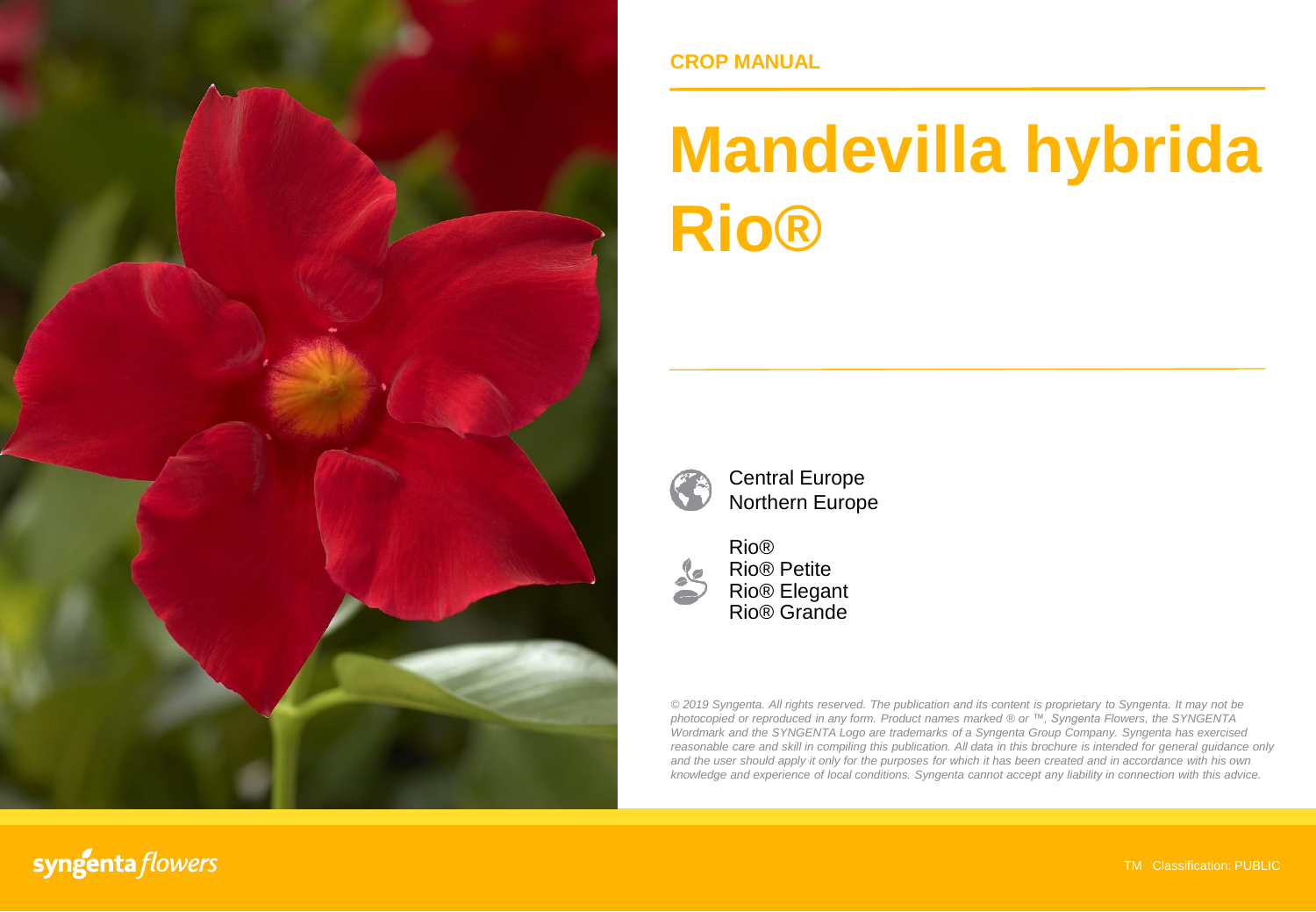CROP MANUAL

# Mandevilla hybrida Rio®

Central Europe
Northern Europe

Rio®
Rio® Petite
Rio® Elegant
Rio® Grande

*© 2019 Syngenta. All rights reserved. The publication and its content is proprietary to Syngenta. It may not be photocopied or reproduced in any form. Product names marked ® or ™, Syngenta Flowers, the SYNGENTA Wordmark and the SYNGENTA Logo are trademarks of a Syngenta Group Company. Syngenta has exercised reasonable care and skill in compiling this publication. All data in this brochure is intended for general guidance only and the user should apply it only for the purposes for which it has been created and in accordance with his own knowledge and experience of local conditions. Syngenta cannot accept any liability in connection with this advice.*

syngenta flowers

TM Classification: PUBLIC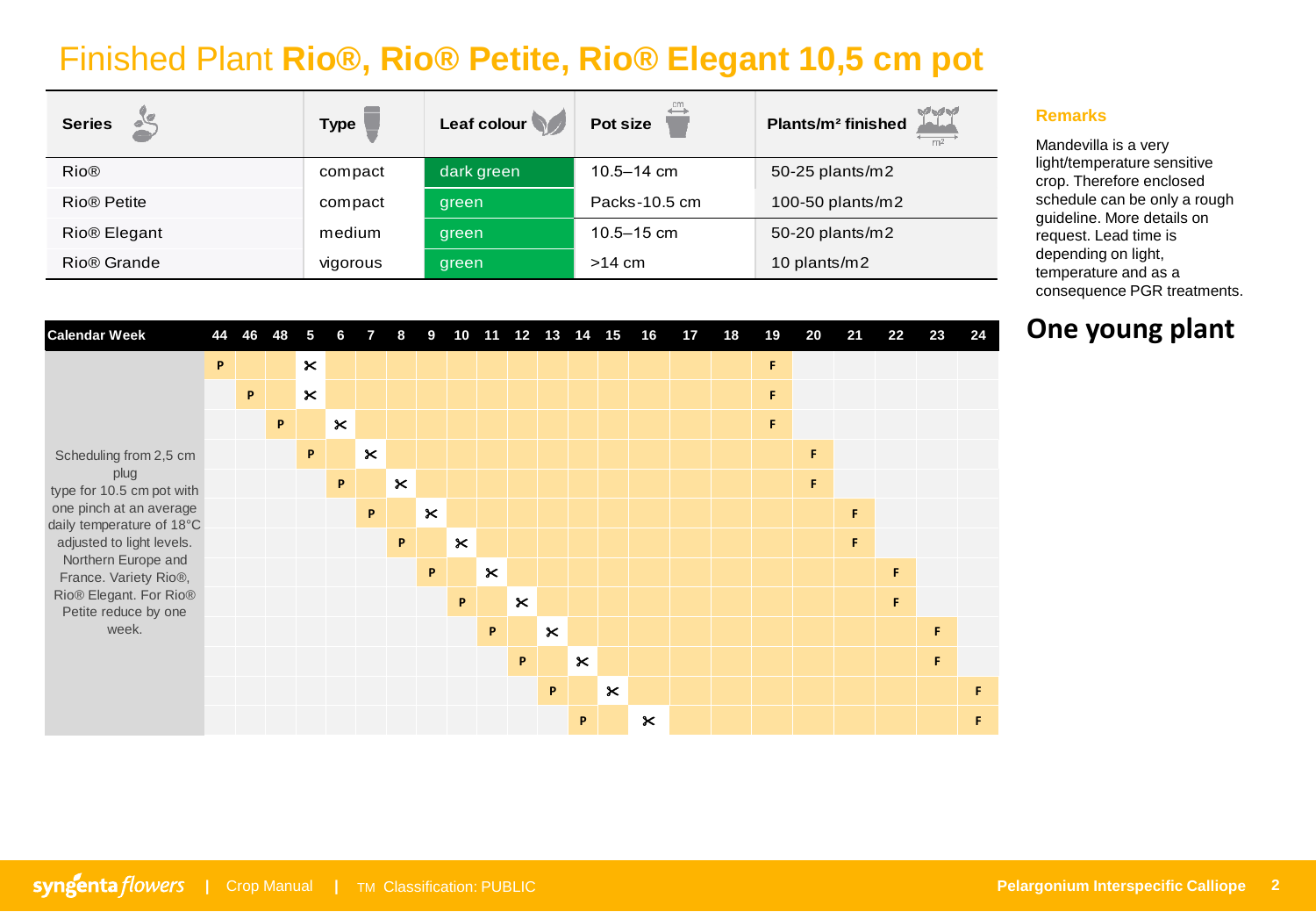# Finished Plant **Rio®, Rio® Petite, Rio® Elegant 10,5 cm pot**

| Series | Type | Leaf colour | Pot size | Plants/m² finished |
|---|---|---|---|---|
| Rio® | compact | dark green | 10.5–14 cm | 50-25 plants/m2 |
| Rio® Petite | compact | green | Packs-10.5 cm | 100-50 plants/m2 |
| Rio® Elegant | medium | green | 10.5–15 cm | 50-20 plants/m2 |
| Rio® Grande | vigorous | green | >14 cm | 10 plants/m2 |

| Calendar Week | 44 | 46 | 48 | 5 | 6 | 7 | 8 | 9 | 10 | 11 | 12 | 13 | 14 | 15 | 16 | 17 | 18 | 19 | 20 | 21 | 22 | 23 | 24 |
|---|---|---|---|---|---|---|---|---|---|---|---|---|---|---|---|---|---|---|---|---|---|---|---|
| Scheduling from 2,5 cm plug type for 10.5 cm pot with one pinch at an average daily temperature of 18°C adjusted to light levels. Northern Europe and France. Variety Rio®, Rio® Elegant. For Rio® Petite reduce by one week. | P | | | ✂ | | | | | | | | | | | | | | F | | | | | |
| | | P | | ✂ | | | | | | | | | | | | | | F | | | | | |
| | | | P | | ✂ | | | | | | | | | | | | | F | | | | | |
| | | | | P | | ✂ | | | | | | | | | | | | | F | | | | |
| | | | | | P | | ✂ | | | | | | | | | | | | F | | | | |
| | | | | | | P | | ✂ | | | | | | | | | | | | F | | | |
| | | | | | | | P | | ✂ | | | | | | | | | | | F | | | |
| | | | | | | | | P | | ✂ | | | | | | | | | | | F | | |
| | | | | | | | | | P | | ✂ | | | | | | | | | | F | | |
| | | | | | | | | | | P | | ✂ | | | | | | | | | | F | |
| | | | | | | | | | | | P | | ✂ | | | | | | | | | F | |
| | | | | | | | | | | | | P | | ✂ | | | | | | | | | F |
| | | | | | | | | | | | | | P | | ✂ | | | | | | | | F |

**Remarks**

Mandevilla is a very light/temperature sensitive crop. Therefore enclosed schedule can be only a rough guideline. More details on request. Lead time is depending on light, temperature and as a consequence PGR treatments.

## One young plant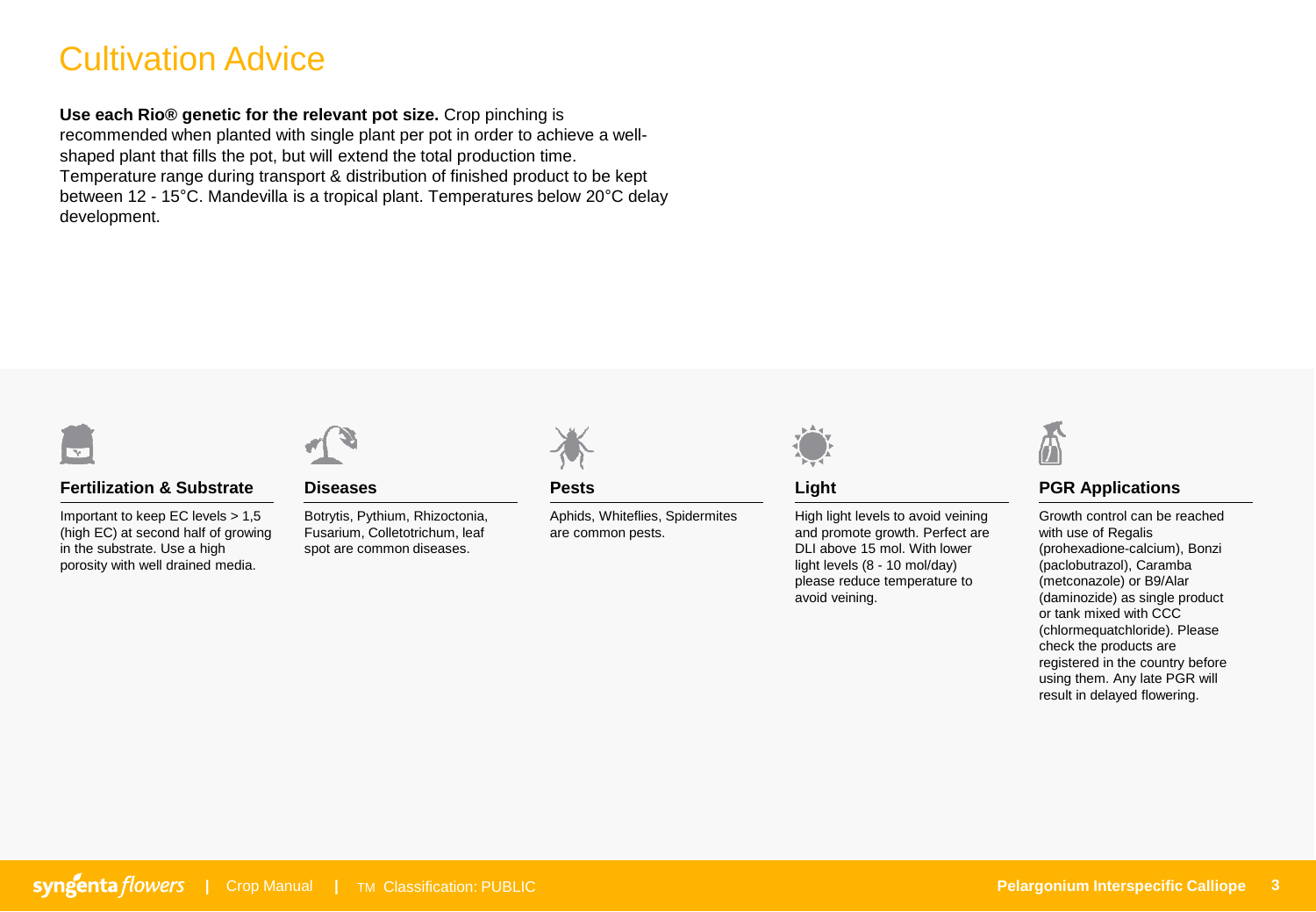# Cultivation Advice

**Use each Rio® genetic for the relevant pot size.** Crop pinching is recommended when planted with single plant per pot in order to achieve a well-shaped plant that fills the pot, but will extend the total production time. Temperature range during transport & distribution of finished product to be kept between 12 - 15°C. Mandevilla is a tropical plant. Temperatures below 20°C delay development.

### Fertilization & Substrate

Important to keep EC levels > 1,5 (high EC) at second half of growing in the substrate. Use a high porosity with well drained media.

### Diseases

Botrytis, Pythium, Rhizoctonia, Fusarium, Colletotrichum, leaf spot are common diseases.

### Pests

Aphids, Whiteflies, Spidermites are common pests.

### Light

High light levels to avoid veining and promote growth. Perfect are DLI above 15 mol. With lower light levels (8 - 10 mol/day) please reduce temperature to avoid veining.

### PGR Applications

Growth control can be reached with use of Regalis (prohexadione-calcium), Bonzi (paclobutrazol), Caramba (metconazole) or B9/Alar (daminozide) as single product or tank mixed with CCC (chlormequatchloride). Please check the products are registered in the country before using them. Any late PGR will result in delayed flowering.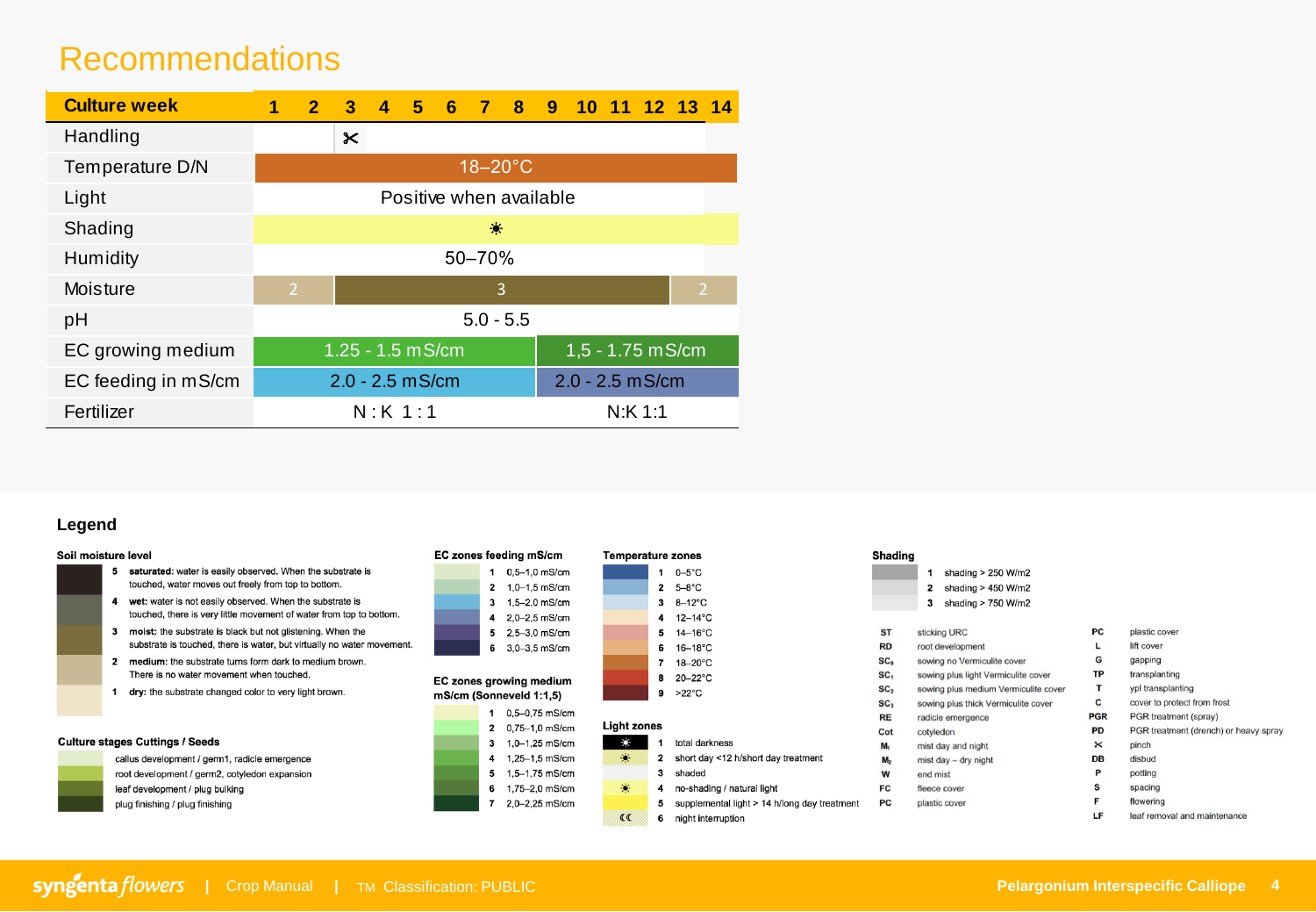# Recommendations

| Culture week | 1 | 2 | 3 | 4 | 5 | 6 | 7 | 8 | 9 | 10 | 11 | 12 | 13 | 14 |
|---|---|---|---|---|---|---|---|---|---|---|---|---|---|---|
| Handling | | | ✂ | | | | | | | | | | | |
| Temperature D/N | 18–20°C | | | | | | | | | | | | | |
| Light | Positive when available | | | | | | | | | | | | | |
| Shading | ☀ | | | | | | | | | | | | | |
| Humidity | 50–70% | | | | | | | | | | | | | |
| Moisture | 2 | | 3 | | | | | | | | | | 2 | |
| pH | 5.0 - 5.5 | | | | | | | | | | | | | |
| EC growing medium | 1.25 - 1.5 mS/cm | | | | | | | | 1,5 - 1.75 mS/cm | | | | | |
| EC feeding in mS/cm | 2.0 - 2.5 mS/cm | | | | | | | | 2.0 - 2.5 mS/cm | | | | | |
| Fertilizer | N : K 1 : 1 | | | | | | | | N:K 1:1 | | | | | |

## Legend

**Soil moisture level**

- 5 **saturated:** water is easily observed. When the substrate is touched, water moves out freely from top to bottom.
- 4 **wet:** water is not easily observed. When the substrate is touched, there is very little movement of water from top to bottom.
- 3 **moist:** the substrate is black but not glistening. When the substrate is touched, there is water, but virtually no water movement.
- 2 **medium:** the substrate turns form dark to medium brown. There is no water movement when touched.
- 1 **dry:** the substrate changed color to very light brown.

**Culture stages Cuttings / Seeds**

- callus development / germ1, radicle emergence
- root development / germ2, cotyledon expansion
- leaf development / plug bulking
- plug finishing / plug finishing

**EC zones feeding mS/cm**

- 1 0,5–1,0 mS/cm
- 2 1,0–1,5 mS/cm
- 3 1,5–2,0 mS/cm
- 4 2,0–2,5 mS/cm
- 5 2,5–3,0 mS/cm
- 6 3,0–3,5 mS/cm

**EC zones growing medium mS/cm (Sonneveld 1:1,5)**

- 1 0,5–0,75 mS/cm
- 2 0,75–1,0 mS/cm
- 3 1,0–1,25 mS/cm
- 4 1,25–1,5 mS/cm
- 5 1,5–1,75 mS/cm
- 6 1,75–2,0 mS/cm
- 7 2,0–2,25 mS/cm

**Temperature zones**

- 1 0–5°C
- 2 5–8°C
- 3 8–12°C
- 4 12–14°C
- 5 14–16°C
- 6 16–18°C
- 7 18–20°C
- 8 20–22°C
- 9 >22°C

**Light zones**

- 1 total darkness
- 2 short day <12 h/short day treatment
- 3 shaded
- 4 no-shading / natural light
- 5 supplemental light > 14 h/long day treatment
- 6 night interruption

**Shading**

- 1 shading > 250 W/m2
- 2 shading > 450 W/m2
- 3 shading > 750 W/m2

| | | | |
|---|---|---|---|
| ST | sticking URC | PC | plastic cover |
| RD | root development | L | lift cover |
| $SC_0$ | sowing no Vermiculite cover | G | gapping |
| $SC_1$ | sowing plus light Vermiculite cover | TP | transplanting |
| $SC_2$ | sowing plus medium Vermiculite cover | T | ypl transplanting |
| $SC_3$ | sowing plus thick Vermiculite cover | C | cover to protect from frost |
| RE | radicle emergence | PGR | PGR treatment (spray) |
| Cot | cotyledon | PD | PGR treatment (drench) or heavy spray |
| $M_1$ | mist day and night | ✂ | pinch |
| $M_2$ | mist day – dry night | DB | disbud |
| W | end mist | P | potting |
| FC | fleece cover | S | spacing |
| PC | plastic cover | F | flowering |
| | | LF | leaf removal and maintenance |